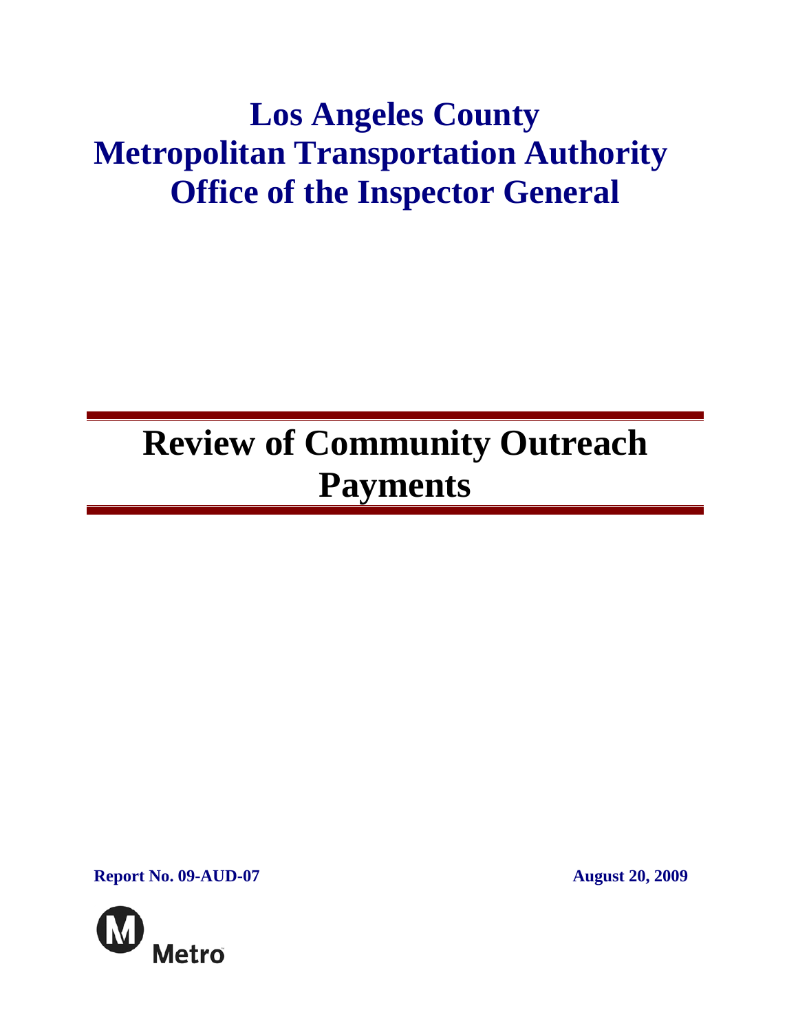# Los Angeles County Metropolitan Transportation Authority Office of the Inspector General

# Review of Community Outreach Payments

**Report No. 09-AUD-07** **August 20, 2009**

Metro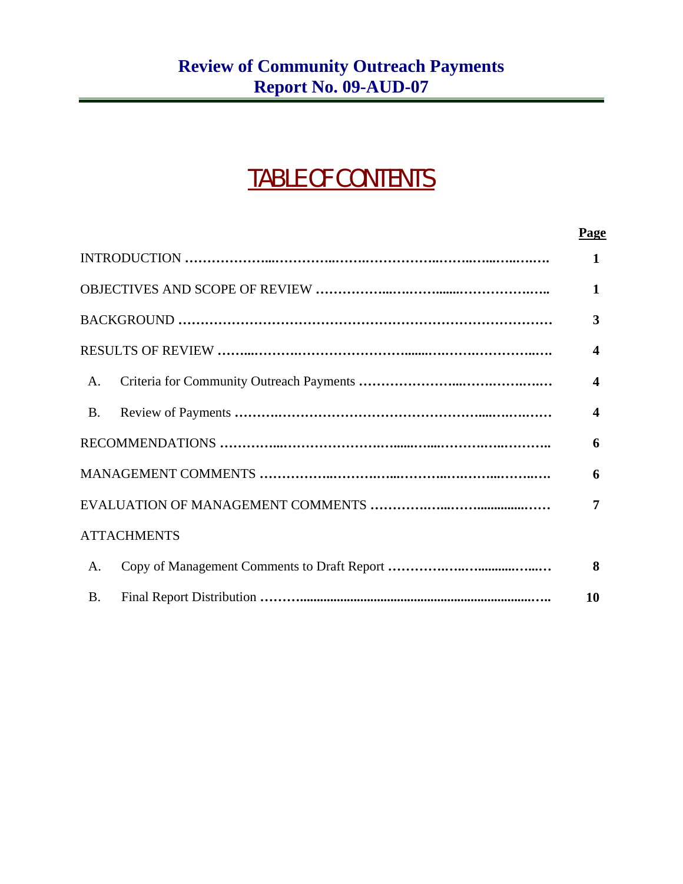# Review of Community Outreach Payments
# Report No. 09-AUD-07

## TABLE OF CONTENTS

| | Page |
|---|---|
| INTRODUCTION | 1 |
| OBJECTIVES AND SCOPE OF REVIEW | 1 |
| BACKGROUND | 3 |
| RESULTS OF REVIEW | 4 |
| A. Criteria for Community Outreach Payments | 4 |
| B. Review of Payments | 4 |
| RECOMMENDATIONS | 6 |
| MANAGEMENT COMMENTS | 6 |
| EVALUATION OF MANAGEMENT COMMENTS | 7 |
| ATTACHMENTS | |
| A. Copy of Management Comments to Draft Report | 8 |
| B. Final Report Distribution | 10 |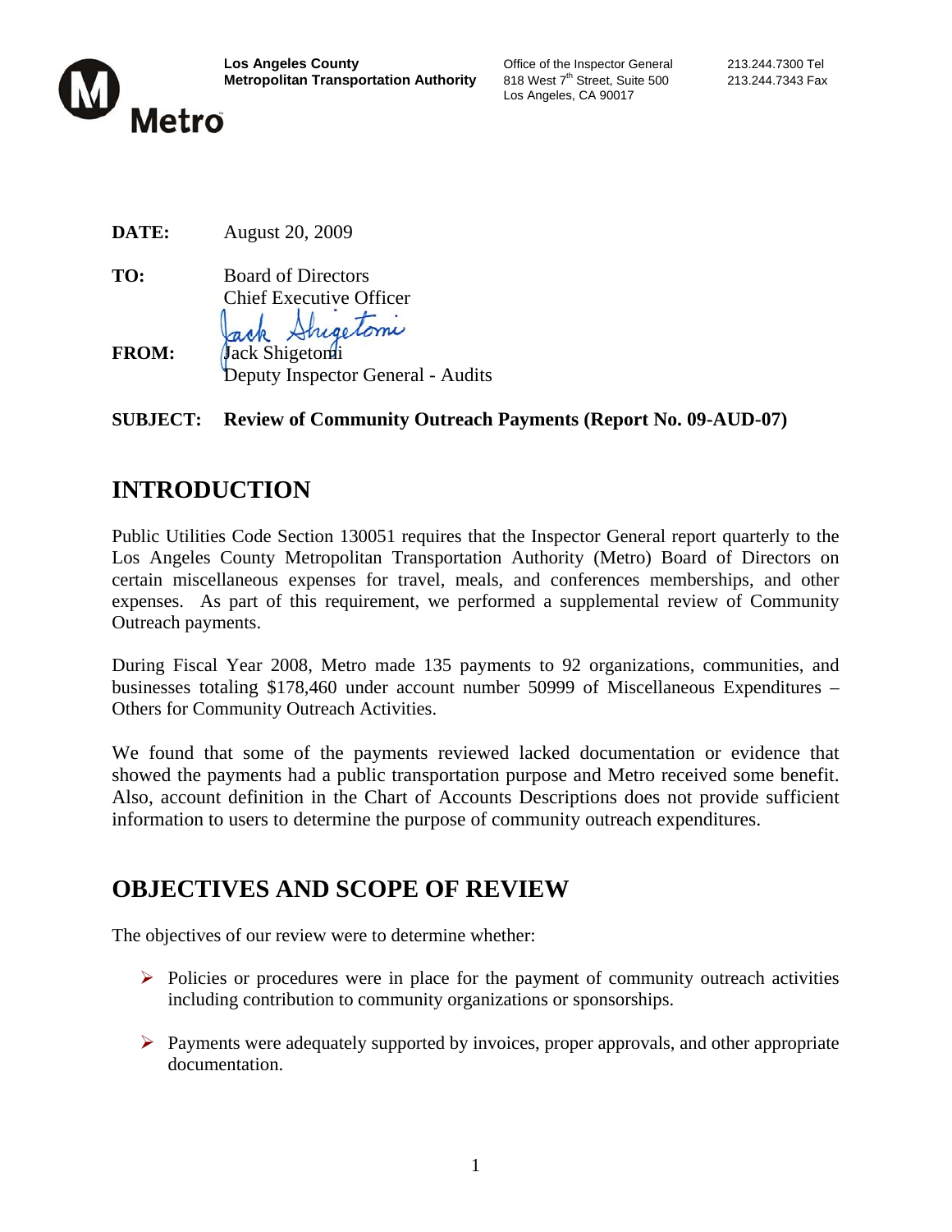Los Angeles County
Metropolitan Transportation Authority

Office of the Inspector General
818 West 7th Street, Suite 500
Los Angeles, CA 90017

213.244.7300 Tel
213.244.7343 Fax

**DATE:** August 20, 2009

**TO:** Board of Directors
Chief Executive Officer

**FROM:** Jack Shigetomi
Deputy Inspector General - Audits

**SUBJECT: Review of Community Outreach Payments (Report No. 09-AUD-07)**

# INTRODUCTION

Public Utilities Code Section 130051 requires that the Inspector General report quarterly to the Los Angeles County Metropolitan Transportation Authority (Metro) Board of Directors on certain miscellaneous expenses for travel, meals, and conferences memberships, and other expenses. As part of this requirement, we performed a supplemental review of Community Outreach payments.

During Fiscal Year 2008, Metro made 135 payments to 92 organizations, communities, and businesses totaling $178,460 under account number 50999 of Miscellaneous Expenditures – Others for Community Outreach Activities.

We found that some of the payments reviewed lacked documentation or evidence that showed the payments had a public transportation purpose and Metro received some benefit. Also, account definition in the Chart of Accounts Descriptions does not provide sufficient information to users to determine the purpose of community outreach expenditures.

# OBJECTIVES AND SCOPE OF REVIEW

The objectives of our review were to determine whether:

- Policies or procedures were in place for the payment of community outreach activities including contribution to community organizations or sponsorships.
- Payments were adequately supported by invoices, proper approvals, and other appropriate documentation.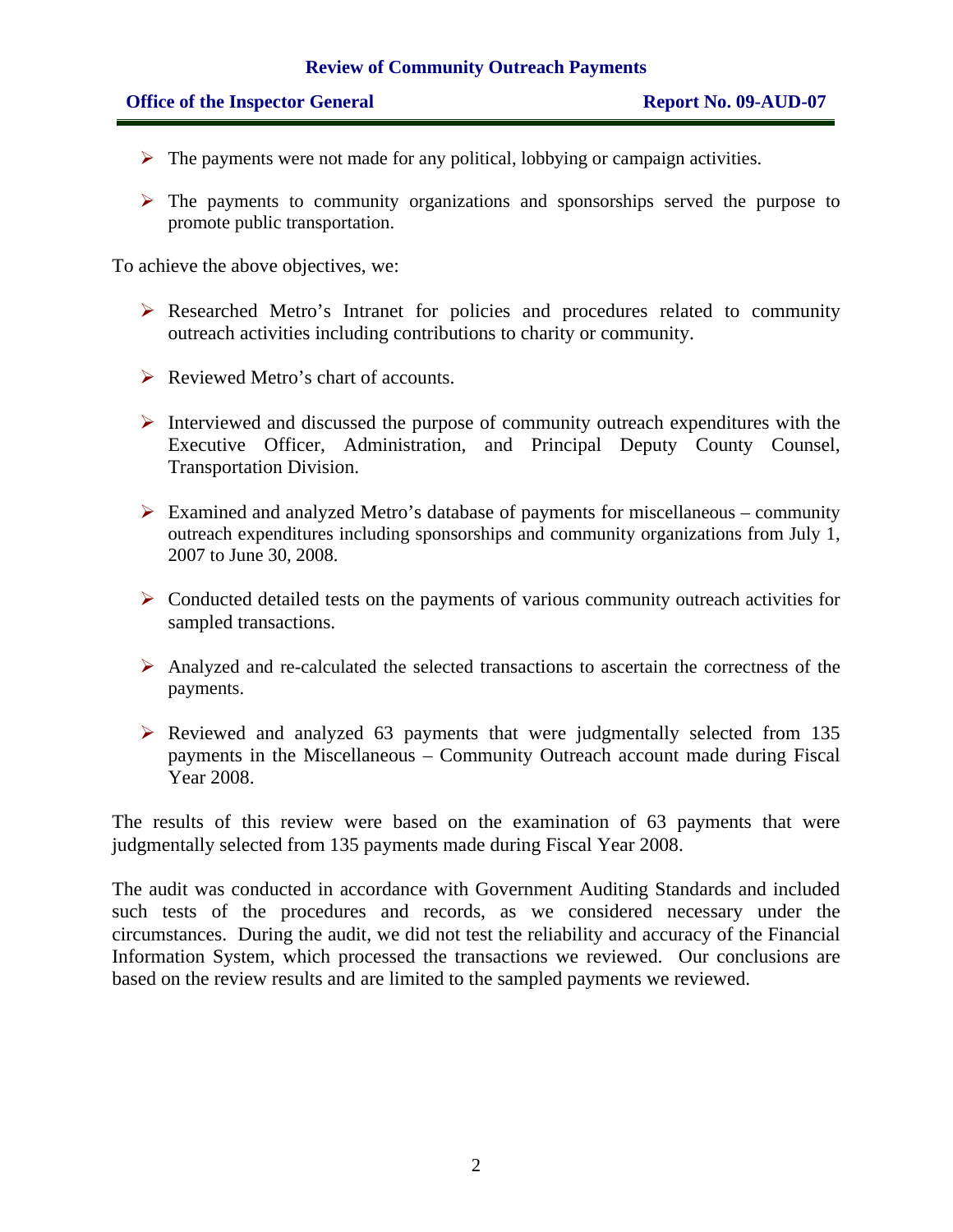- The payments were not made for any political, lobbying or campaign activities.

- The payments to community organizations and sponsorships served the purpose to promote public transportation.

To achieve the above objectives, we:

- Researched Metro's Intranet for policies and procedures related to community outreach activities including contributions to charity or community.

- Reviewed Metro's chart of accounts.

- Interviewed and discussed the purpose of community outreach expenditures with the Executive Officer, Administration, and Principal Deputy County Counsel, Transportation Division.

- Examined and analyzed Metro's database of payments for miscellaneous – community outreach expenditures including sponsorships and community organizations from July 1, 2007 to June 30, 2008.

- Conducted detailed tests on the payments of various community outreach activities for sampled transactions.

- Analyzed and re-calculated the selected transactions to ascertain the correctness of the payments.

- Reviewed and analyzed 63 payments that were judgmentally selected from 135 payments in the Miscellaneous – Community Outreach account made during Fiscal Year 2008.

The results of this review were based on the examination of 63 payments that were judgmentally selected from 135 payments made during Fiscal Year 2008.

The audit was conducted in accordance with Government Auditing Standards and included such tests of the procedures and records, as we considered necessary under the circumstances. During the audit, we did not test the reliability and accuracy of the Financial Information System, which processed the transactions we reviewed. Our conclusions are based on the review results and are limited to the sampled payments we reviewed.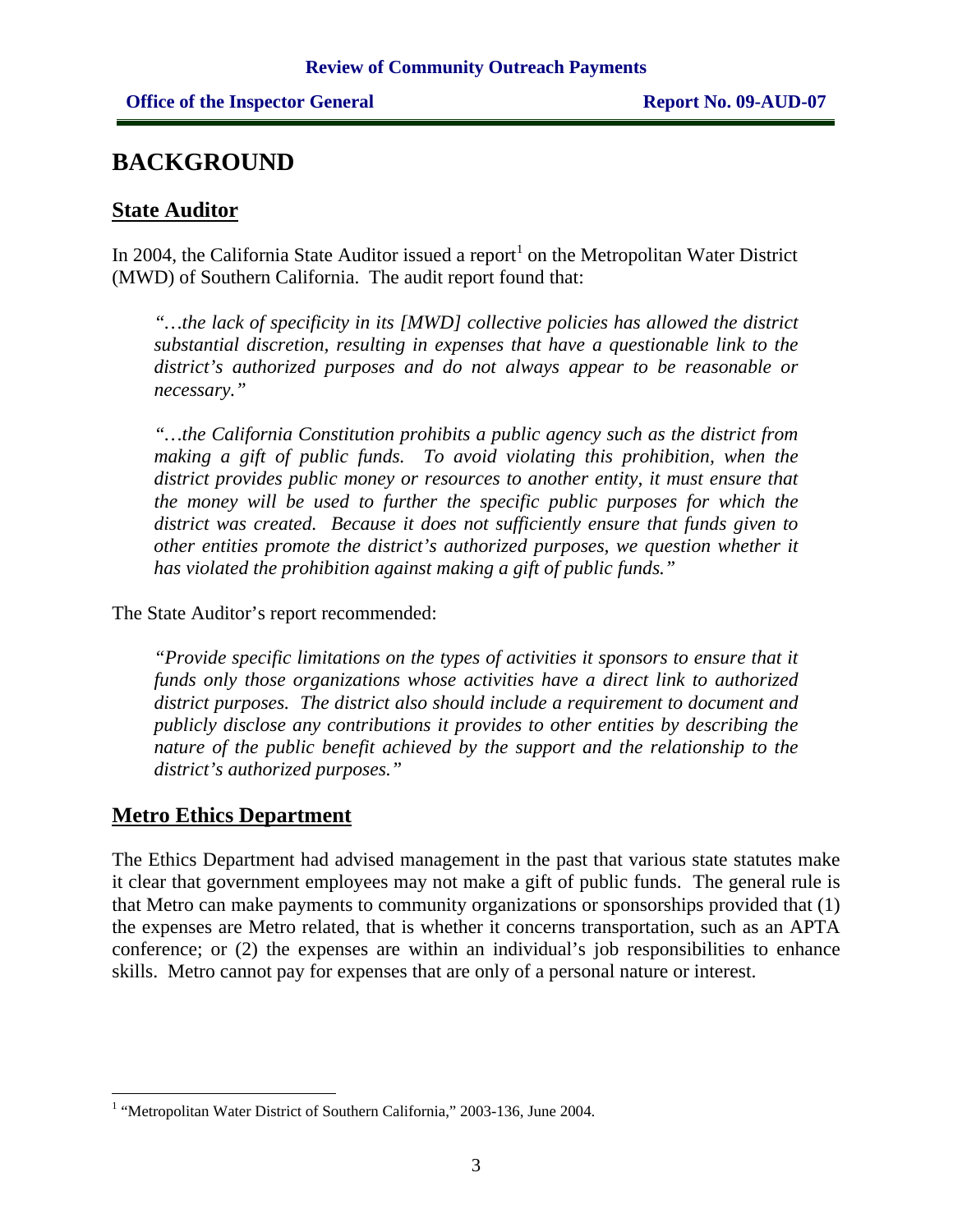# BACKGROUND

## State Auditor

In 2004, the California State Auditor issued a report[1] on the Metropolitan Water District (MWD) of Southern California. The audit report found that:

> *"…the lack of specificity in its [MWD] collective policies has allowed the district substantial discretion, resulting in expenses that have a questionable link to the district's authorized purposes and do not always appear to be reasonable or necessary."*
>
> *"…the California Constitution prohibits a public agency such as the district from making a gift of public funds. To avoid violating this prohibition, when the district provides public money or resources to another entity, it must ensure that the money will be used to further the specific public purposes for which the district was created. Because it does not sufficiently ensure that funds given to other entities promote the district's authorized purposes, we question whether it has violated the prohibition against making a gift of public funds."*

The State Auditor's report recommended:

> *"Provide specific limitations on the types of activities it sponsors to ensure that it funds only those organizations whose activities have a direct link to authorized district purposes. The district also should include a requirement to document and publicly disclose any contributions it provides to other entities by describing the nature of the public benefit achieved by the support and the relationship to the district's authorized purposes."*

## Metro Ethics Department

The Ethics Department had advised management in the past that various state statutes make it clear that government employees may not make a gift of public funds. The general rule is that Metro can make payments to community organizations or sponsorships provided that (1) the expenses are Metro related, that is whether it concerns transportation, such as an APTA conference; or (2) the expenses are within an individual's job responsibilities to enhance skills. Metro cannot pay for expenses that are only of a personal nature or interest.

---

[1] "Metropolitan Water District of Southern California," 2003-136, June 2004.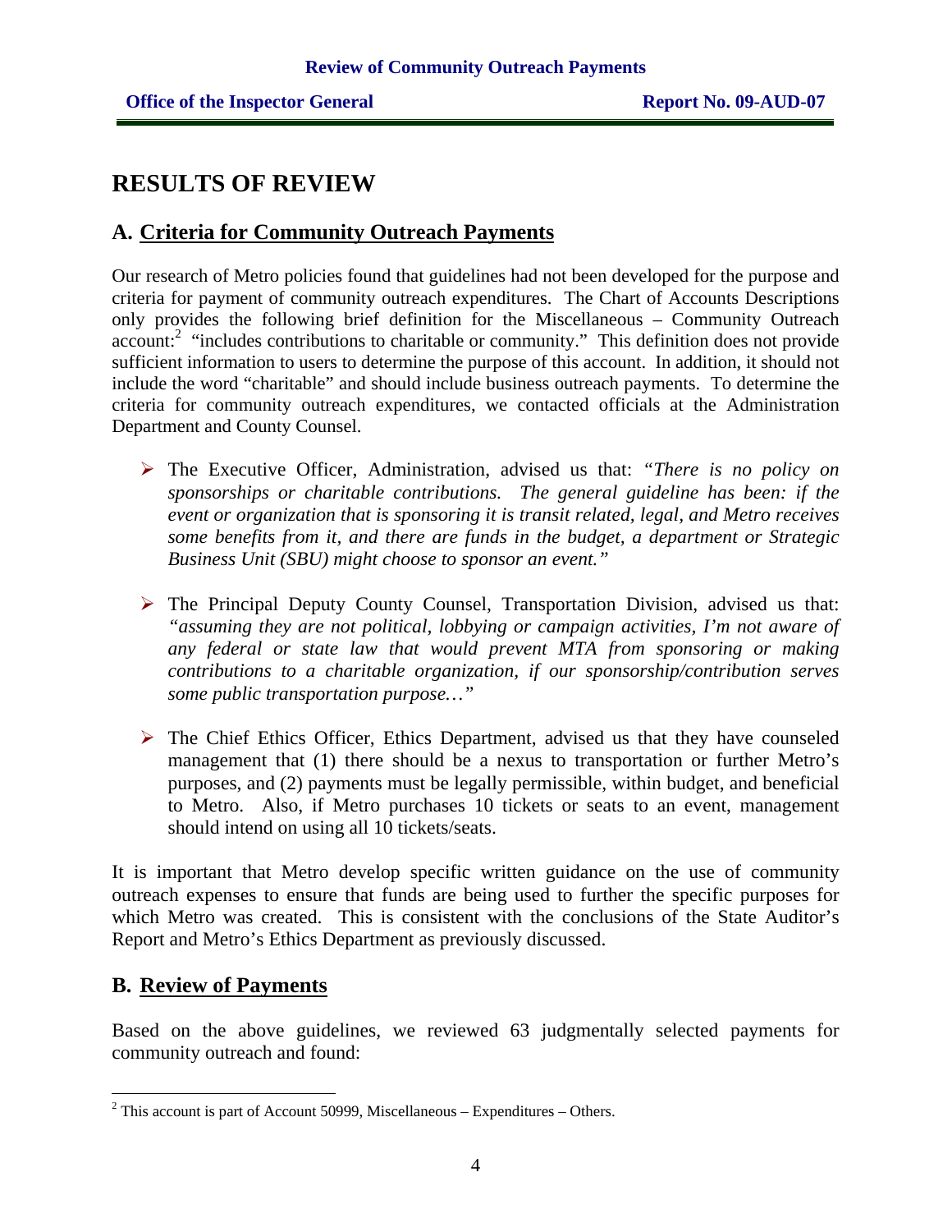# RESULTS OF REVIEW

## A. Criteria for Community Outreach Payments

Our research of Metro policies found that guidelines had not been developed for the purpose and criteria for payment of community outreach expenditures. The Chart of Accounts Descriptions only provides the following brief definition for the Miscellaneous – Community Outreach account:[2] "includes contributions to charitable or community." This definition does not provide sufficient information to users to determine the purpose of this account. In addition, it should not include the word "charitable" and should include business outreach payments. To determine the criteria for community outreach expenditures, we contacted officials at the Administration Department and County Counsel.

- The Executive Officer, Administration, advised us that: *"There is no policy on sponsorships or charitable contributions. The general guideline has been: if the event or organization that is sponsoring it is transit related, legal, and Metro receives some benefits from it, and there are funds in the budget, a department or Strategic Business Unit (SBU) might choose to sponsor an event."*

- The Principal Deputy County Counsel, Transportation Division, advised us that: *"assuming they are not political, lobbying or campaign activities, I'm not aware of any federal or state law that would prevent MTA from sponsoring or making contributions to a charitable organization, if our sponsorship/contribution serves some public transportation purpose…"*

- The Chief Ethics Officer, Ethics Department, advised us that they have counseled management that (1) there should be a nexus to transportation or further Metro's purposes, and (2) payments must be legally permissible, within budget, and beneficial to Metro. Also, if Metro purchases 10 tickets or seats to an event, management should intend on using all 10 tickets/seats.

It is important that Metro develop specific written guidance on the use of community outreach expenses to ensure that funds are being used to further the specific purposes for which Metro was created. This is consistent with the conclusions of the State Auditor's Report and Metro's Ethics Department as previously discussed.

## B. Review of Payments

Based on the above guidelines, we reviewed 63 judgmentally selected payments for community outreach and found:

[2] This account is part of Account 50999, Miscellaneous – Expenditures – Others.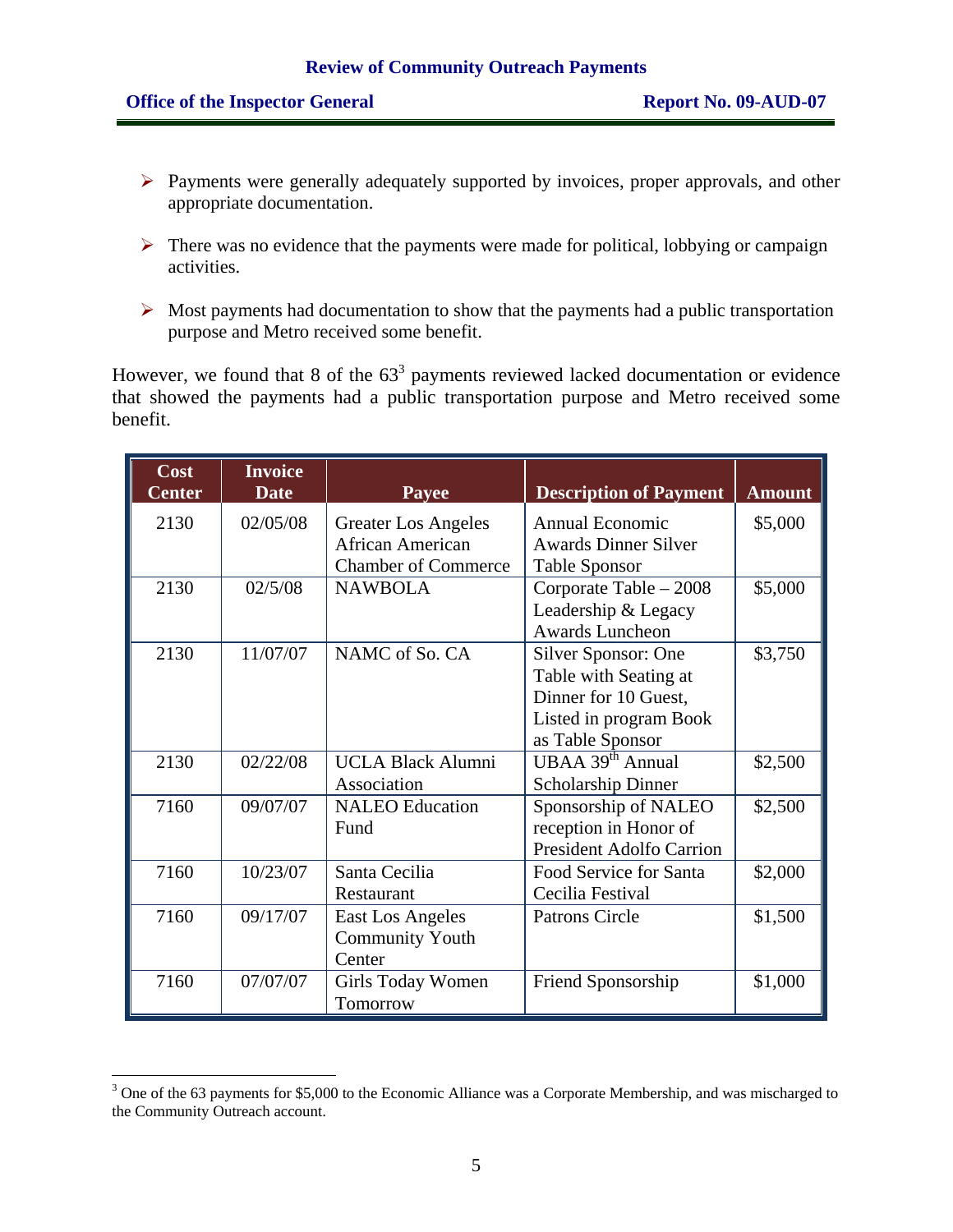- Payments were generally adequately supported by invoices, proper approvals, and other appropriate documentation.
- There was no evidence that the payments were made for political, lobbying or campaign activities.
- Most payments had documentation to show that the payments had a public transportation purpose and Metro received some benefit.

However, we found that 8 of the 63[3] payments reviewed lacked documentation or evidence that showed the payments had a public transportation purpose and Metro received some benefit.

| Cost Center | Invoice Date | Payee | Description of Payment | Amount |
|---|---|---|---|---|
| 2130 | 02/05/08 | Greater Los Angeles African American Chamber of Commerce | Annual Economic Awards Dinner Silver Table Sponsor | \$5,000 |
| 2130 | 02/5/08 | NAWBOLA | Corporate Table – 2008 Leadership & Legacy Awards Luncheon | \$5,000 |
| 2130 | 11/07/07 | NAMC of So. CA | Silver Sponsor: One Table with Seating at Dinner for 10 Guest, Listed in program Book as Table Sponsor | \$3,750 |
| 2130 | 02/22/08 | UCLA Black Alumni Association | UBAA 39th Annual Scholarship Dinner | \$2,500 |
| 7160 | 09/07/07 | NALEO Education Fund | Sponsorship of NALEO reception in Honor of President Adolfo Carrion | \$2,500 |
| 7160 | 10/23/07 | Santa Cecilia Restaurant | Food Service for Santa Cecilia Festival | \$2,000 |
| 7160 | 09/17/07 | East Los Angeles Community Youth Center | Patrons Circle | \$1,500 |
| 7160 | 07/07/07 | Girls Today Women Tomorrow | Friend Sponsorship | \$1,000 |

[3] One of the 63 payments for \$5,000 to the Economic Alliance was a Corporate Membership, and was mischarged to the Community Outreach account.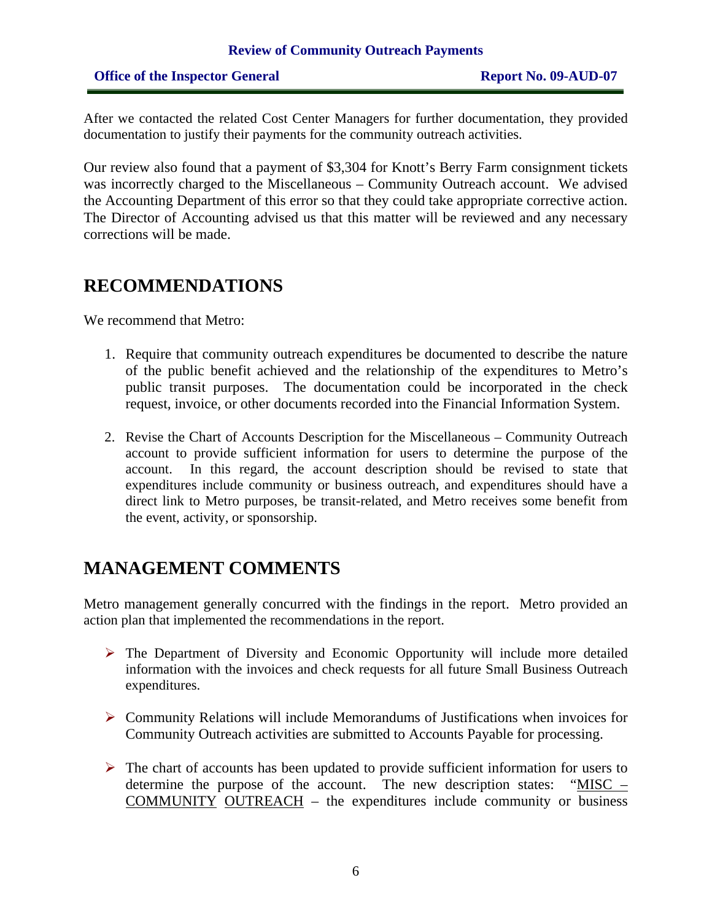After we contacted the related Cost Center Managers for further documentation, they provided documentation to justify their payments for the community outreach activities.

Our review also found that a payment of $3,304 for Knott's Berry Farm consignment tickets was incorrectly charged to the Miscellaneous – Community Outreach account. We advised the Accounting Department of this error so that they could take appropriate corrective action. The Director of Accounting advised us that this matter will be reviewed and any necessary corrections will be made.

## RECOMMENDATIONS

We recommend that Metro:

1. Require that community outreach expenditures be documented to describe the nature of the public benefit achieved and the relationship of the expenditures to Metro's public transit purposes. The documentation could be incorporated in the check request, invoice, or other documents recorded into the Financial Information System.

2. Revise the Chart of Accounts Description for the Miscellaneous – Community Outreach account to provide sufficient information for users to determine the purpose of the account. In this regard, the account description should be revised to state that expenditures include community or business outreach, and expenditures should have a direct link to Metro purposes, be transit-related, and Metro receives some benefit from the event, activity, or sponsorship.

## MANAGEMENT COMMENTS

Metro management generally concurred with the findings in the report. Metro provided an action plan that implemented the recommendations in the report.

- The Department of Diversity and Economic Opportunity will include more detailed information with the invoices and check requests for all future Small Business Outreach expenditures.

- Community Relations will include Memorandums of Justifications when invoices for Community Outreach activities are submitted to Accounts Payable for processing.

- The chart of accounts has been updated to provide sufficient information for users to determine the purpose of the account. The new description states: "MISC – COMMUNITY OUTREACH – the expenditures include community or business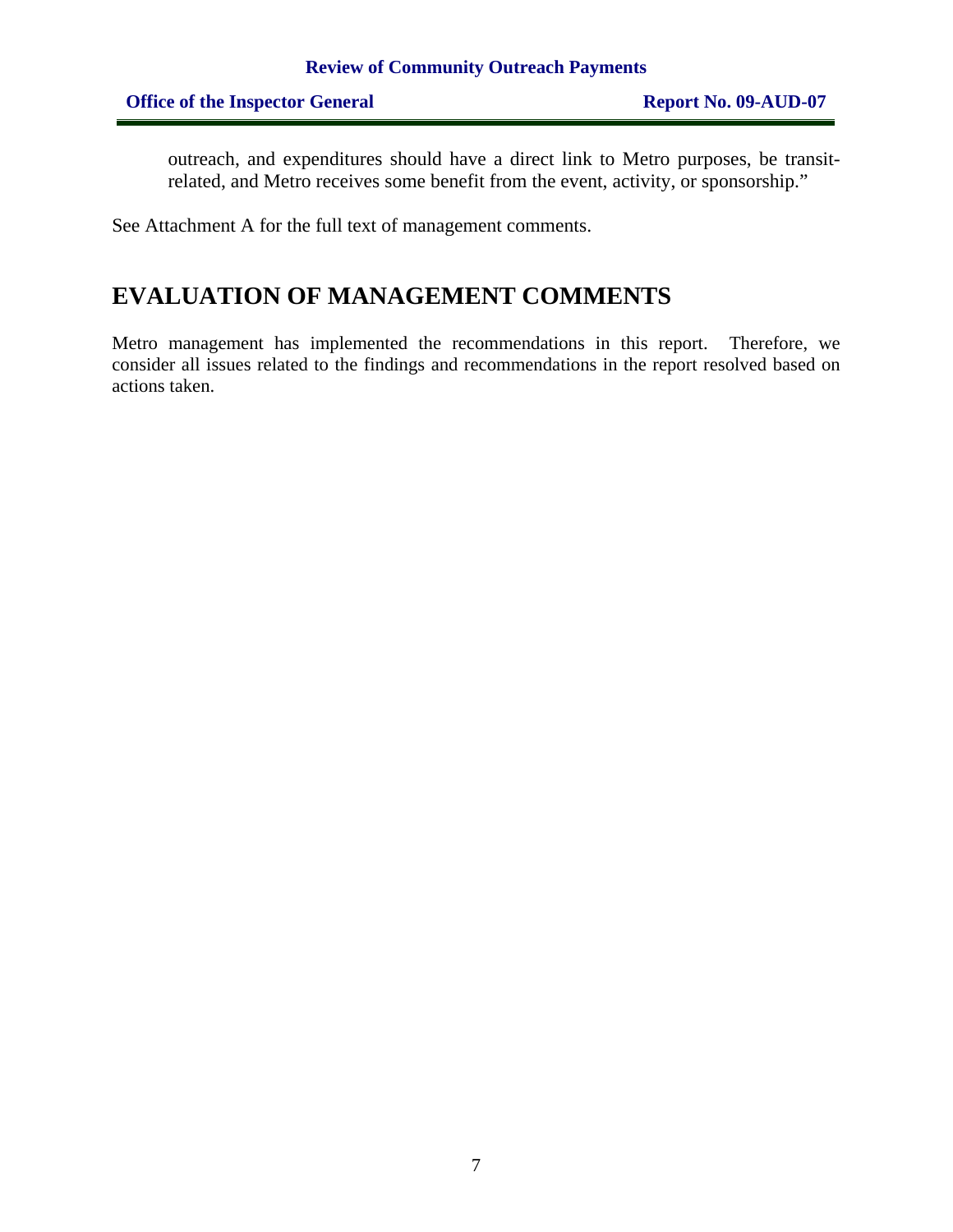outreach, and expenditures should have a direct link to Metro purposes, be transit-related, and Metro receives some benefit from the event, activity, or sponsorship."

See Attachment A for the full text of management comments.

## EVALUATION OF MANAGEMENT COMMENTS

Metro management has implemented the recommendations in this report. Therefore, we consider all issues related to the findings and recommendations in the report resolved based on actions taken.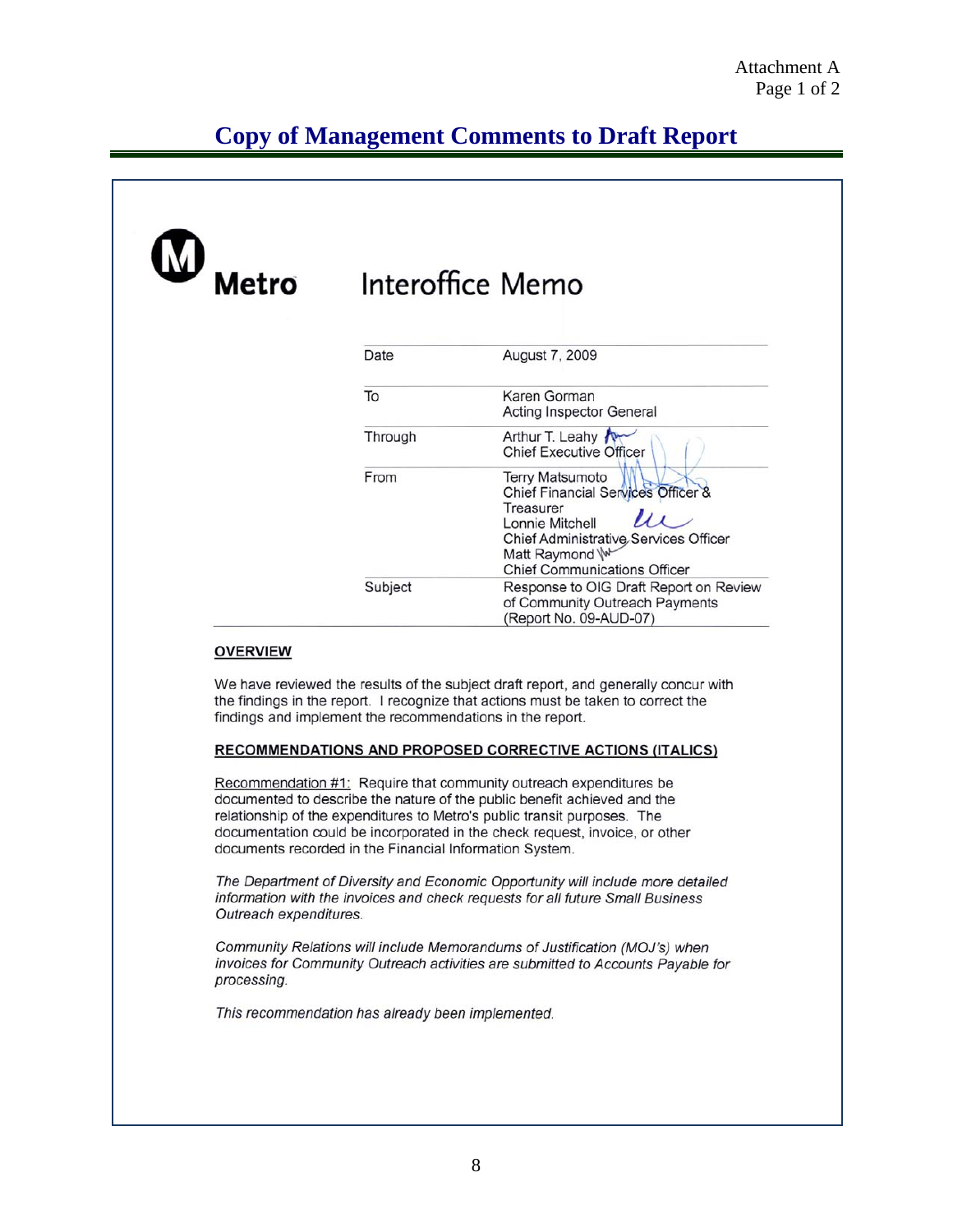Attachment A
Page 1 of 2

# Copy of Management Comments to Draft Report

**Metro** Interoffice Memo

| | |
|---|---|
| Date | August 7, 2009 |
| To | Karen Gorman<br>Acting Inspector General |
| Through | Arthur T. Leahy<br>Chief Executive Officer |
| From | Terry Matsumoto<br>Chief Financial Services Officer & Treasurer<br>Lonnie Mitchell<br>Chief Administrative Services Officer<br>Matt Raymond<br>Chief Communications Officer |
| Subject | Response to OIG Draft Report on Review of Community Outreach Payments (Report No. 09-AUD-07) |

**OVERVIEW**

We have reviewed the results of the subject draft report, and generally concur with the findings in the report. I recognize that actions must be taken to correct the findings and implement the recommendations in the report.

**RECOMMENDATIONS AND PROPOSED CORRECTIVE ACTIONS (ITALICS)**

Recommendation #1: Require that community outreach expenditures be documented to describe the nature of the public benefit achieved and the relationship of the expenditures to Metro's public transit purposes. The documentation could be incorporated in the check request, invoice, or other documents recorded in the Financial Information System.

*The Department of Diversity and Economic Opportunity will include more detailed information with the invoices and check requests for all future Small Business Outreach expenditures.*

*Community Relations will include Memorandums of Justification (MOJ's) when invoices for Community Outreach activities are submitted to Accounts Payable for processing.*

*This recommendation has already been implemented.*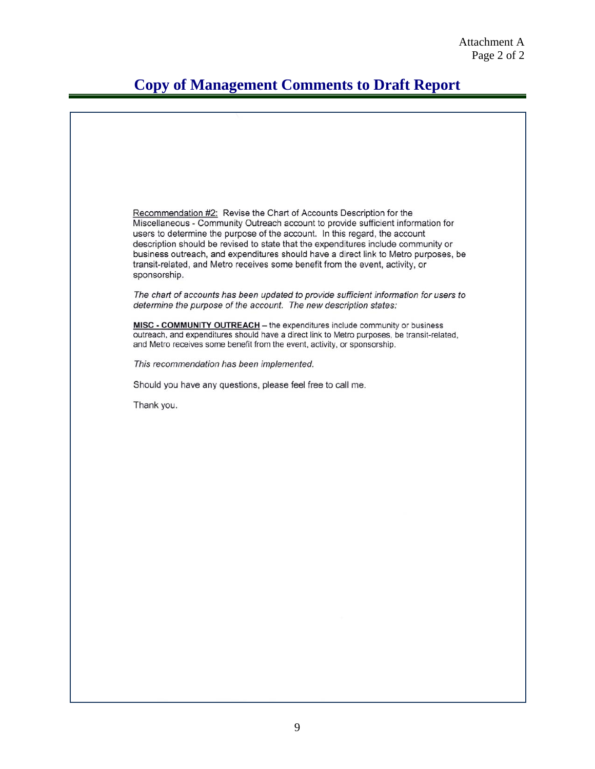# Copy of Management Comments to Draft Report

Recommendation #2: Revise the Chart of Accounts Description for the Miscellaneous - Community Outreach account to provide sufficient information for users to determine the purpose of the account. In this regard, the account description should be revised to state that the expenditures include community or business outreach, and expenditures should have a direct link to Metro purposes, be transit-related, and Metro receives some benefit from the event, activity, or sponsorship.

*The chart of accounts has been updated to provide sufficient information for users to determine the purpose of the account. The new description states:*

**MISC - COMMUNITY OUTREACH** – the expenditures include community or business outreach, and expenditures should have a direct link to Metro purposes, be transit-related, and Metro receives some benefit from the event, activity, or sponsorship.

*This recommendation has been implemented.*

Should you have any questions, please feel free to call me.

Thank you.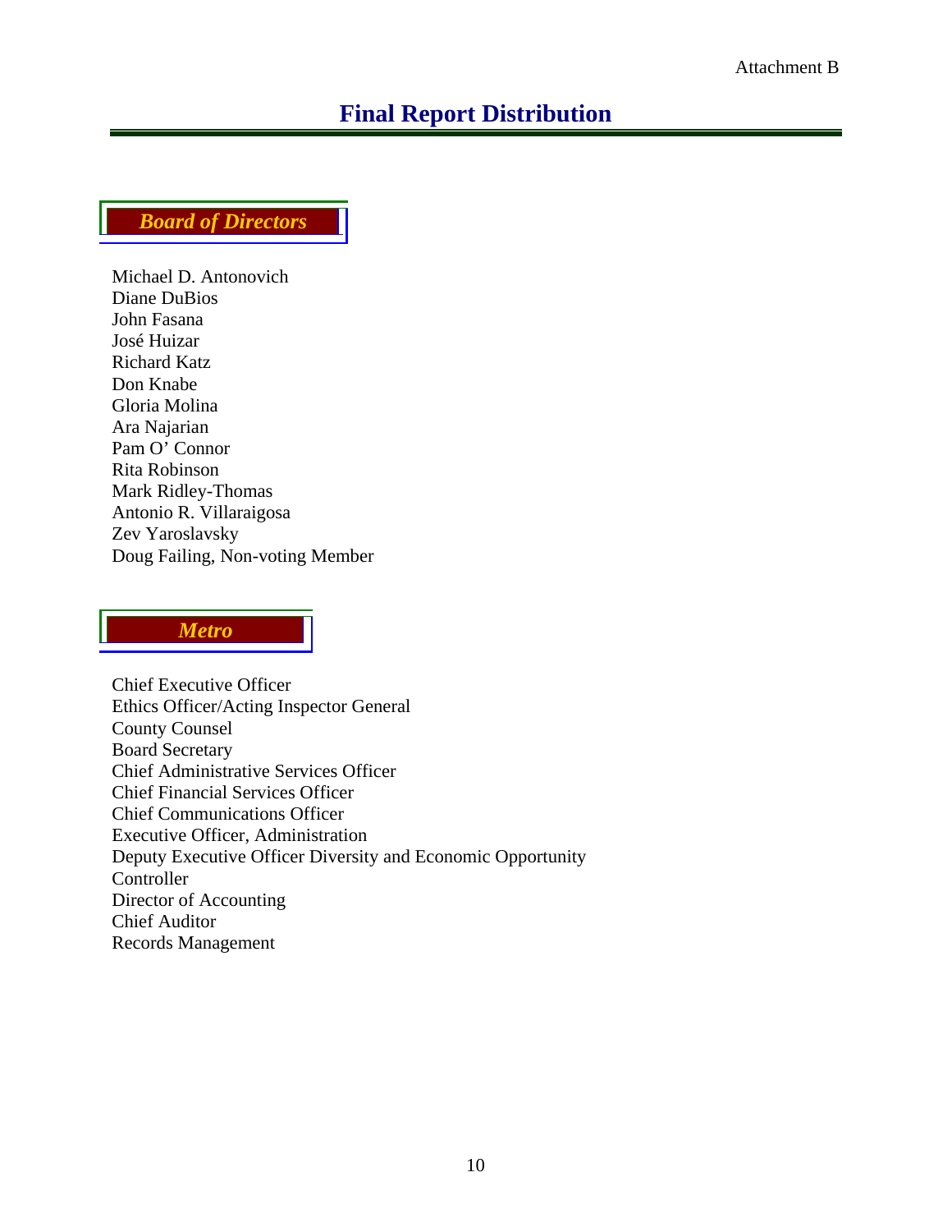Attachment B

# Final Report Distribution

## *Board of Directors*

Michael D. Antonovich
Diane DuBios
John Fasana
José Huizar
Richard Katz
Don Knabe
Gloria Molina
Ara Najarian
Pam O' Connor
Rita Robinson
Mark Ridley-Thomas
Antonio R. Villaraigosa
Zev Yaroslavsky
Doug Failing, Non-voting Member

## *Metro*

Chief Executive Officer
Ethics Officer/Acting Inspector General
County Counsel
Board Secretary
Chief Administrative Services Officer
Chief Financial Services Officer
Chief Communications Officer
Executive Officer, Administration
Deputy Executive Officer Diversity and Economic Opportunity
Controller
Director of Accounting
Chief Auditor
Records Management